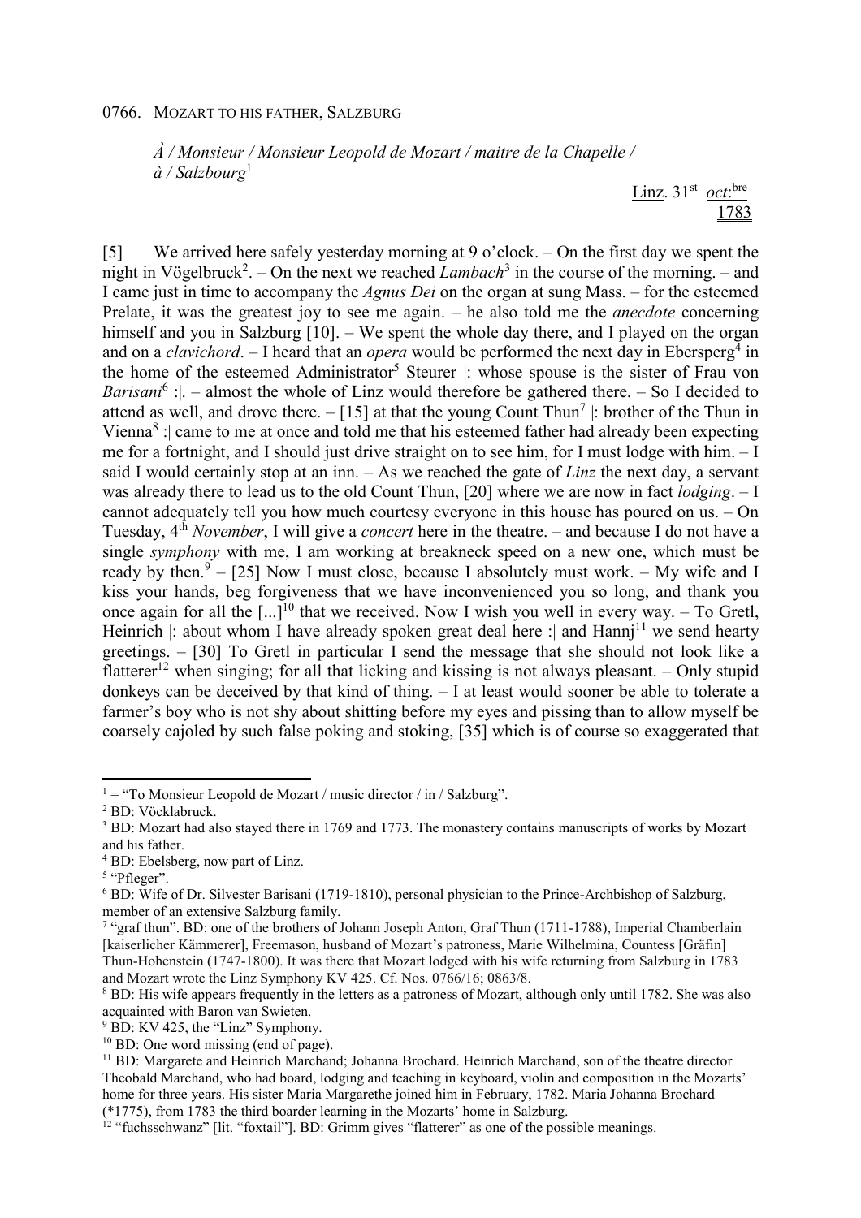0766. MOZART TO HIS FATHER, SALZBURG

*À / Monsieur / Monsieur Leopold de Mozart / maitre de la Chapelle / à / Salzbourg*[1]

Linz. 31st *oct:bre* 1783

[5] We arrived here safely yesterday morning at 9 o'clock. – On the first day we spent the night in Vögelbruck[2]. – On the next we reached *Lambach*[3] in the course of the morning. – and I came just in time to accompany the *Agnus Dei* on the organ at sung Mass. – for the esteemed Prelate, it was the greatest joy to see me again. – he also told me the *anecdote* concerning himself and you in Salzburg [10]. – We spent the whole day there, and I played on the organ and on a *clavichord*. – I heard that an *opera* would be performed the next day in Ebersperg[4] in the home of the esteemed Administrator[5] Steurer |: whose spouse is the sister of Frau von *Barisani*[6] :|. – almost the whole of Linz would therefore be gathered there. – So I decided to attend as well, and drove there. – [15] at that the young Count Thun[7] |: brother of the Thun in Vienna[8] :| came to me at once and told me that his esteemed father had already been expecting me for a fortnight, and I should just drive straight on to see him, for I must lodge with him. – I said I would certainly stop at an inn. – As we reached the gate of *Linz* the next day, a servant was already there to lead us to the old Count Thun, [20] where we are now in fact *lodging*. – I cannot adequately tell you how much courtesy everyone in this house has poured on us. – On Tuesday, 4th *November*, I will give a *concert* here in the theatre. – and because I do not have a single *symphony* with me, I am working at breakneck speed on a new one, which must be ready by then.[9] – [25] Now I must close, because I absolutely must work. – My wife and I kiss your hands, beg forgiveness that we have inconvenienced you so long, and thank you once again for all the [...][10] that we received. Now I wish you well in every way. – To Gretl, Heinrich |: about whom I have already spoken great deal here :| and Hannj[11] we send hearty greetings. – [30] To Gretl in particular I send the message that she should not look like a flatterer[12] when singing; for all that licking and kissing is not always pleasant. – Only stupid donkeys can be deceived by that kind of thing. – I at least would sooner be able to tolerate a farmer's boy who is not shy about shitting before my eyes and pissing than to allow myself be coarsely cajoled by such false poking and stoking, [35] which is of course so exaggerated that

---

[1] = "To Monsieur Leopold de Mozart / music director / in / Salzburg".

[2] BD: Vöcklabruck.

[3] BD: Mozart had also stayed there in 1769 and 1773. The monastery contains manuscripts of works by Mozart and his father.

[4] BD: Ebelsberg, now part of Linz.

[5] "Pfleger".

[6] BD: Wife of Dr. Silvester Barisani (1719-1810), personal physician to the Prince-Archbishop of Salzburg, member of an extensive Salzburg family.

[7] "graf thun". BD: one of the brothers of Johann Joseph Anton, Graf Thun (1711-1788), Imperial Chamberlain [kaiserlicher Kämmerer], Freemason, husband of Mozart's patroness, Marie Wilhelmina, Countess [Gräfin] Thun-Hohenstein (1747-1800). It was there that Mozart lodged with his wife while returning from Salzburg in 1783 and Mozart wrote the Linz Symphony KV 425. Cf. Nos. 0766/16; 0863/8.

[8] BD: His wife appears frequently in the letters as a patroness of Mozart, although only until 1782. She was also acquainted with Baron van Swieten.

[9] BD: KV 425, the "Linz" Symphony.

[10] BD: One word missing (end of page).

[11] BD: Margarete and Heinrich Marchand; Johanna Brochard. Heinrich Marchand, son of the theatre director Theobald Marchand, who had board, lodging and teaching in keyboard, violin and composition in the Mozarts' home for three years. His sister Maria Margarethe joined him in February, 1782. Maria Johanna Brochard (*1775), from 1783 the third boarder learning in the Mozarts' home in Salzburg.

[12] "fuchsschwanz" [lit. "foxtail"]. BD: Grimm gives "flatterer" as one of the possible meanings.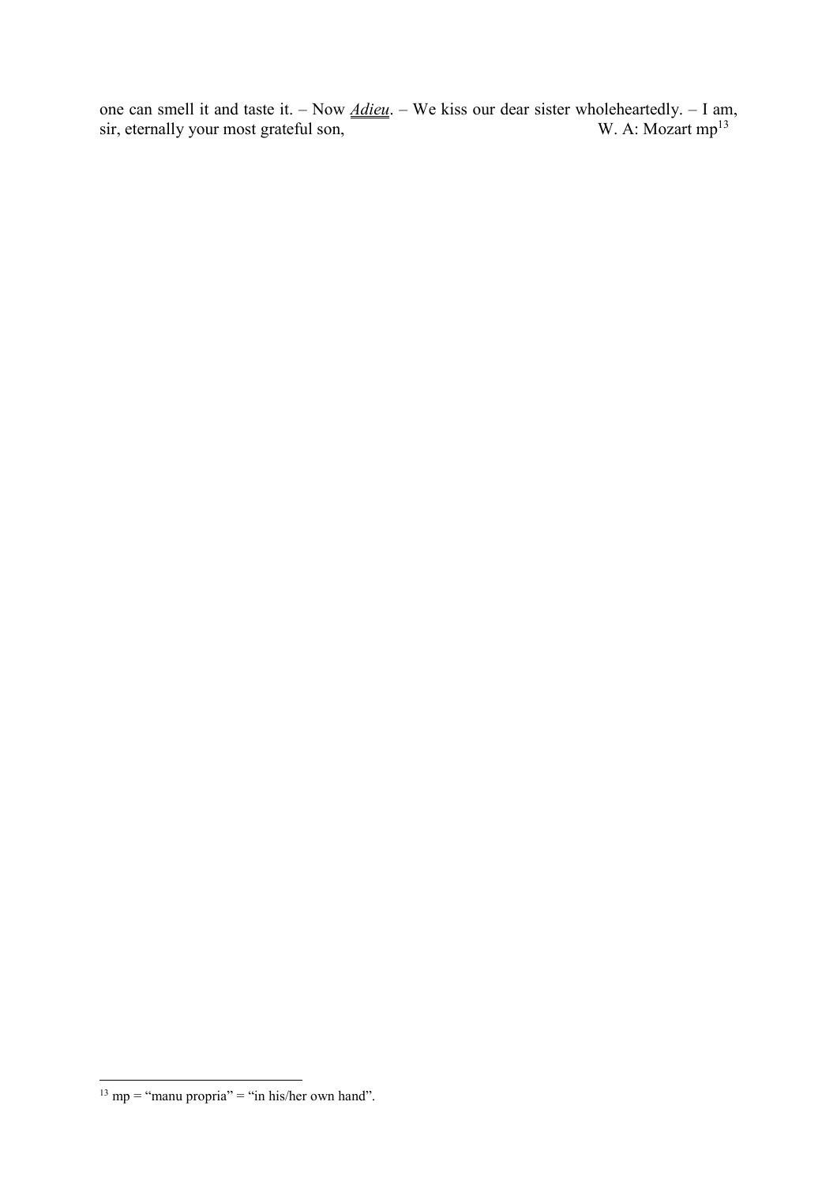one can smell it and taste it. – Now *Adieu*. – We kiss our dear sister wholeheartedly. – I am, sir, eternally your most grateful son, W. A: Mozart mp[13]

[13] mp = "manu propria" = "in his/her own hand".